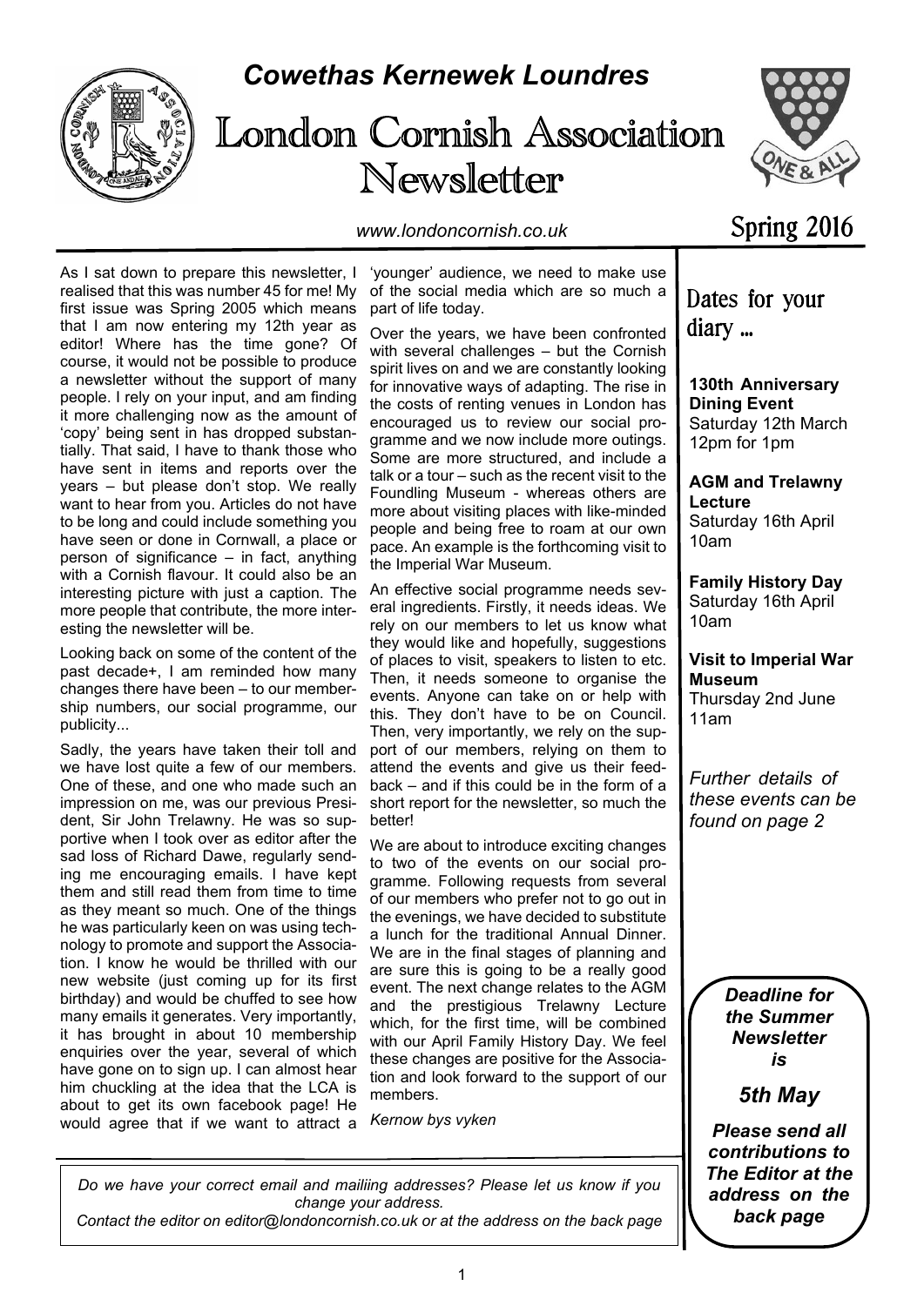# *Cowethas Kernewek Loundres*

# London Cornish Association Newsletter

*www.londoncornish.co.uk*

Spring 2016

As I sat down to prepare this newsletter, I realised that this was number 45 for me! My first issue was Spring 2005 which means that I am now entering my 12th year as editor! Where has the time gone? Of course, it would not be possible to produce a newsletter without the support of many people. I rely on your input, and am finding it more challenging now as the amount of 'copy' being sent in has dropped substantially. That said, I have to thank those who have sent in items and reports over the years – but please don't stop. We really want to hear from you. Articles do not have to be long and could include something you have seen or done in Cornwall, a place or person of significance – in fact, anything with a Cornish flavour. It could also be an interesting picture with just a caption. The more people that contribute, the more interesting the newsletter will be.

Looking back on some of the content of the past decade+, I am reminded how many changes there have been – to our membership numbers, our social programme, our publicity...

Sadly, the years have taken their toll and we have lost quite a few of our members. One of these, and one who made such an impression on me, was our previous President, Sir John Trelawny. He was so supportive when I took over as editor after the sad loss of Richard Dawe, regularly sending me encouraging emails. I have kept them and still read them from time to time as they meant so much. One of the things he was particularly keen on was using technology to promote and support the Association. I know he would be thrilled with our new website (just coming up for its first birthday) and would be chuffed to see how many emails it generates. Very importantly, it has brought in about 10 membership enquiries over the year, several of which have gone on to sign up. I can almost hear him chuckling at the idea that the LCA is about to get its own facebook page! He would agree that if we want to attract a 'younger' audience, we need to make use of the social media which are so much a part of life today.

Over the years, we have been confronted with several challenges – but the Cornish spirit lives on and we are constantly looking for innovative ways of adapting. The rise in the costs of renting venues in London has encouraged us to review our social programme and we now include more outings. Some are more structured, and include a talk or a tour – such as the recent visit to the Foundling Museum - whereas others are more about visiting places with like-minded people and being free to roam at our own pace. An example is the forthcoming visit to the Imperial War Museum.

An effective social programme needs several ingredients. Firstly, it needs ideas. We rely on our members to let us know what they would like and hopefully, suggestions of places to visit, speakers to listen to etc. Then, it needs someone to organise the events. Anyone can take on or help with this. They don't have to be on Council. Then, very importantly, we rely on the support of our members, relying on them to attend the events and give us their feedback – and if this could be in the form of a short report for the newsletter, so much the better!

We are about to introduce exciting changes to two of the events on our social programme. Following requests from several of our members who prefer not to go out in the evenings, we have decided to substitute a lunch for the traditional Annual Dinner. We are in the final stages of planning and are sure this is going to be a really good event. The next change relates to the AGM and the prestigious Trelawny Lecture which, for the first time, will be combined with our April Family History Day. We feel these changes are positive for the Association and look forward to the support of our members.

*Kernow bys vyken*

*Do we have your correct email and mailiing addresses? Please let us know if you change your address.*
*Contact the editor on editor@londoncornish.co.uk or at the address on the back page*

## Dates for your diary ...

**130th Anniversary Dining Event**
Saturday 12th March
12pm for 1pm

**AGM and Trelawny Lecture**
Saturday 16th April
10am

**Family History Day**
Saturday 16th April
10am

**Visit to Imperial War Museum**
Thursday 2nd June
11am

*Further details of these events can be found on page 2*

***Deadline for the Summer Newsletter is***

***5th May***

***Please send all contributions to The Editor at the address on the back page***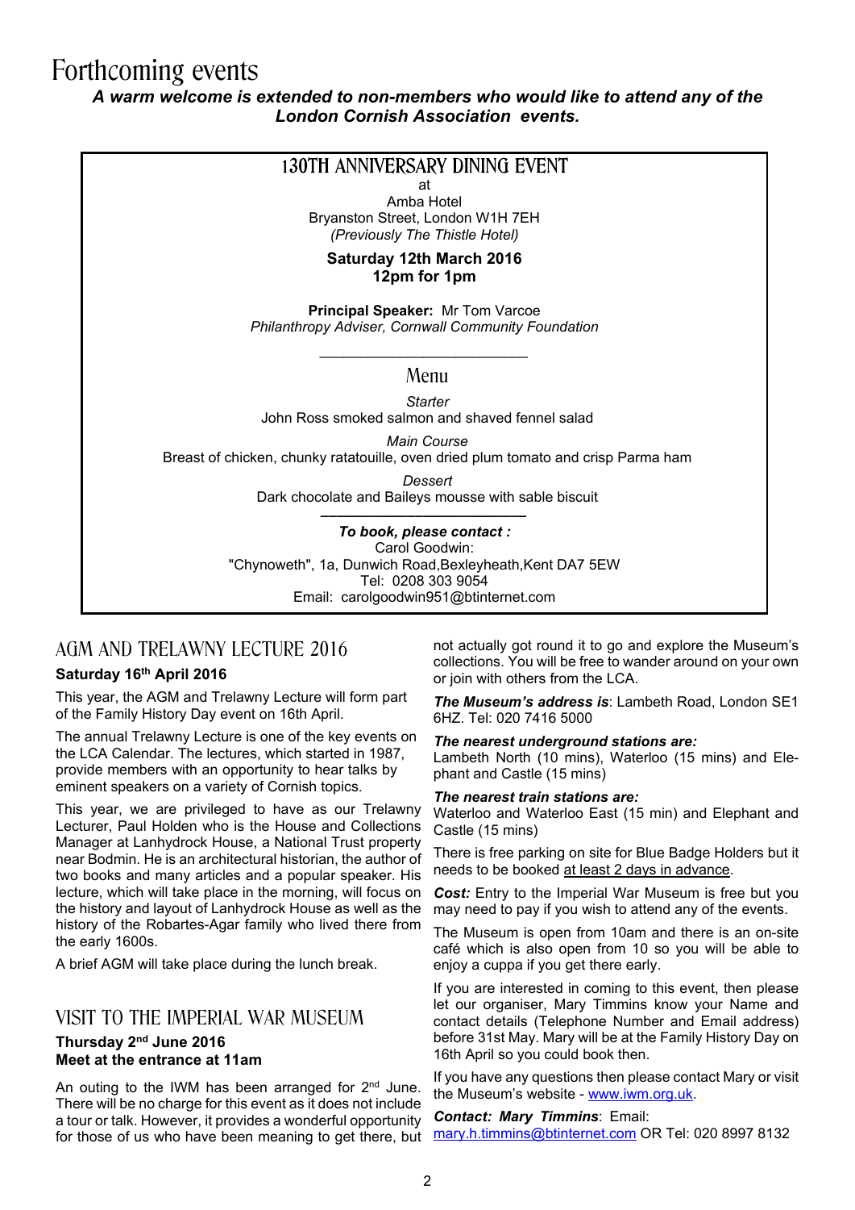# Forthcoming events

***A warm welcome is extended to non-members who would like to attend any of the London Cornish Association events.***

## 130TH ANNIVERSARY DINING EVENT

at
Amba Hotel
Bryanston Street, London W1H 7EH
*(Previously The Thistle Hotel)*

**Saturday 12th March 2016**
**12pm for 1pm**

**Principal Speaker:** Mr Tom Varcoe
*Philanthropy Adviser, Cornwall Community Foundation*

---

### Menu

*Starter*
John Ross smoked salmon and shaved fennel salad

*Main Course*
Breast of chicken, chunky ratatouille, oven dried plum tomato and crisp Parma ham

*Dessert*
Dark chocolate and Baileys mousse with sable biscuit

---

***To book, please contact :***
Carol Goodwin:
"Chynoweth", 1a, Dunwich Road,Bexleyheath,Kent DA7 5EW
Tel: 0208 303 9054
Email: carolgoodwin951@btinternet.com

## AGM AND TRELAWNY LECTURE 2016

**Saturday 16th April 2016**

This year, the AGM and Trelawny Lecture will form part of the Family History Day event on 16th April.

The annual Trelawny Lecture is one of the key events on the LCA Calendar. The lectures, which started in 1987, provide members with an opportunity to hear talks by eminent speakers on a variety of Cornish topics.

This year, we are privileged to have as our Trelawny Lecturer, Paul Holden who is the House and Collections Manager at Lanhydrock House, a National Trust property near Bodmin. He is an architectural historian, the author of two books and many articles and a popular speaker. His lecture, which will take place in the morning, will focus on the history and layout of Lanhydrock House as well as the history of the Robartes-Agar family who lived there from the early 1600s.

A brief AGM will take place during the lunch break.

## VISIT TO THE IMPERIAL WAR MUSEUM

**Thursday 2nd June 2016**
**Meet at the entrance at 11am**

An outing to the IWM has been arranged for 2nd June. There will be no charge for this event as it does not include a tour or talk. However, it provides a wonderful opportunity for those of us who have been meaning to get there, but not actually got round it to go and explore the Museum's collections. You will be free to wander around on your own or join with others from the LCA.

***The Museum's address is***: Lambeth Road, London SE1 6HZ. Tel: 020 7416 5000

***The nearest underground stations are:***
Lambeth North (10 mins), Waterloo (15 mins) and Elephant and Castle (15 mins)

***The nearest train stations are:***
Waterloo and Waterloo East (15 min) and Elephant and Castle (15 mins)

There is free parking on site for Blue Badge Holders but it needs to be booked at least 2 days in advance.

***Cost:*** Entry to the Imperial War Museum is free but you may need to pay if you wish to attend any of the events.

The Museum is open from 10am and there is an on-site café which is also open from 10 so you will be able to enjoy a cuppa if you get there early.

If you are interested in coming to this event, then please let our organiser, Mary Timmins know your Name and contact details (Telephone Number and Email address) before 31st May. Mary will be at the Family History Day on 16th April so you could book then.

If you have any questions then please contact Mary or visit the Museum's website - www.iwm.org.uk.

***Contact: Mary Timmins***: Email: mary.h.timmins@btinternet.com OR Tel: 020 8997 8132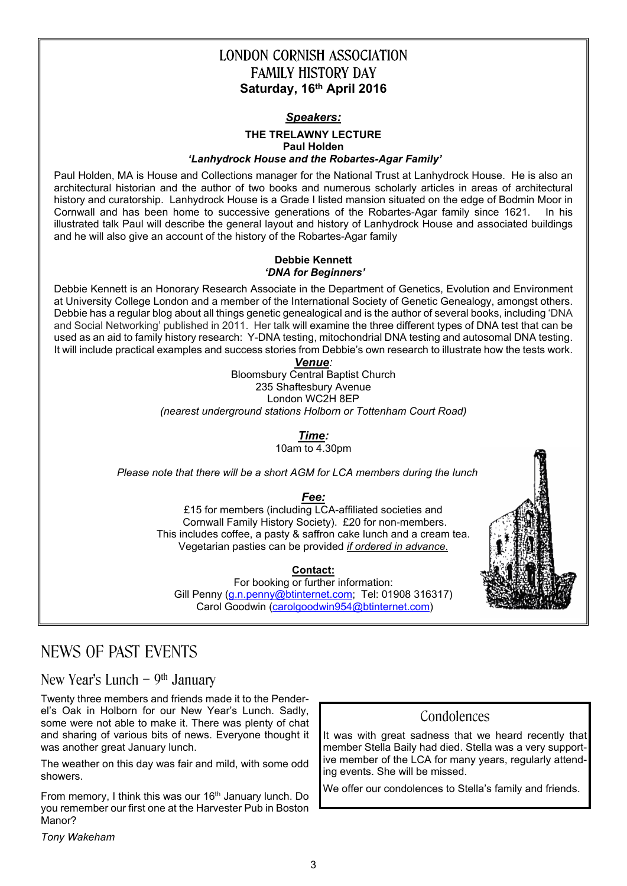# LONDON CORNISH ASSOCIATION FAMILY HISTORY DAY

**Saturday, 16th April 2016**

***Speakers:***

**THE TRELAWNY LECTURE**
**Paul Holden**
***'Lanhydrock House and the Robartes-Agar Family'***

Paul Holden, MA is House and Collections manager for the National Trust at Lanhydrock House. He is also an architectural historian and the author of two books and numerous scholarly articles in areas of architectural history and curatorship. Lanhydrock House is a Grade I listed mansion situated on the edge of Bodmin Moor in Cornwall and has been home to successive generations of the Robartes-Agar family since 1621. In his illustrated talk Paul will describe the general layout and history of Lanhydrock House and associated buildings and he will also give an account of the history of the Robartes-Agar family

**Debbie Kennett**
***'DNA for Beginners'***

Debbie Kennett is an Honorary Research Associate in the Department of Genetics, Evolution and Environment at University College London and a member of the International Society of Genetic Genealogy, amongst others. Debbie has a regular blog about all things genetic genealogical and is the author of several books, including 'DNA and Social Networking' published in 2011. Her talk will examine the three different types of DNA test that can be used as an aid to family history research: Y-DNA testing, mitochondrial DNA testing and autosomal DNA testing. It will include practical examples and success stories from Debbie's own research to illustrate how the tests work.

***Venue:***

Bloomsbury Central Baptist Church
235 Shaftesbury Avenue
London WC2H 8EP
*(nearest underground stations Holborn or Tottenham Court Road)*

***Time:***

10am to 4.30pm

*Please note that there will be a short AGM for LCA members during the lunch*

***Fee:***

£15 for members (including LCA-affiliated societies and Cornwall Family History Society). £20 for non-members. This includes coffee, a pasty & saffron cake lunch and a cream tea. Vegetarian pasties can be provided *if ordered in advance.*

**Contact:**

For booking or further information:
Gill Penny (g.n.penny@btinternet.com; Tel: 01908 316317)
Carol Goodwin (carolgoodwin954@btinternet.com)

# NEWS OF PAST EVENTS

## New Year's Lunch – 9th January

Twenty three members and friends made it to the Penderel's Oak in Holborn for our New Year's Lunch. Sadly, some were not able to make it. There was plenty of chat and sharing of various bits of news. Everyone thought it was another great January lunch.

The weather on this day was fair and mild, with some odd showers.

From memory, I think this was our 16th January lunch. Do you remember our first one at the Harvester Pub in Boston Manor?

*Tony Wakeham*

## Condolences

It was with great sadness that we heard recently that member Stella Baily had died. Stella was a very supportive member of the LCA for many years, regularly attending events. She will be missed.

We offer our condolences to Stella's family and friends.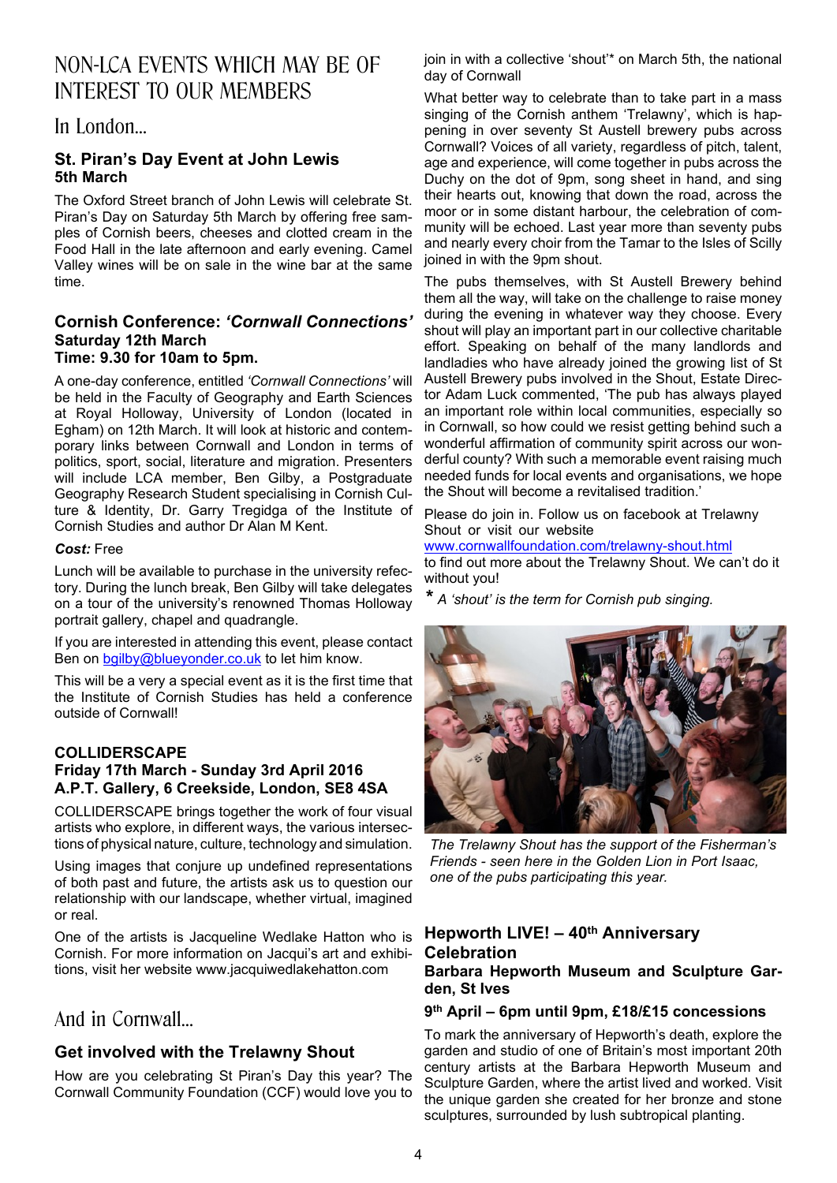# NON-LCA EVENTS WHICH MAY BE OF INTEREST TO OUR MEMBERS

## In London...

### St. Piran's Day Event at John Lewis
**5th March**

The Oxford Street branch of John Lewis will celebrate St. Piran's Day on Saturday 5th March by offering free samples of Cornish beers, cheeses and clotted cream in the Food Hall in the late afternoon and early evening. Camel Valley wines will be on sale in the wine bar at the same time.

### Cornish Conference: *'Cornwall Connections'*
**Saturday 12th March**
**Time: 9.30 for 10am to 5pm.**

A one-day conference, entitled *'Cornwall Connections'* will be held in the Faculty of Geography and Earth Sciences at Royal Holloway, University of London (located in Egham) on 12th March. It will look at historic and contemporary links between Cornwall and London in terms of politics, sport, social, literature and migration. Presenters will include LCA member, Ben Gilby, a Postgraduate Geography Research Student specialising in Cornish Culture & Identity, Dr. Garry Tregidga of the Institute of Cornish Studies and author Dr Alan M Kent.

***Cost:*** Free

Lunch will be available to purchase in the university refectory. During the lunch break, Ben Gilby will take delegates on a tour of the university's renowned Thomas Holloway portrait gallery, chapel and quadrangle.

If you are interested in attending this event, please contact Ben on bgilby@blueyonder.co.uk to let him know.

This will be a very special event as it is the first time that the Institute of Cornish Studies has held a conference outside of Cornwall!

### COLLIDERSCAPE
**Friday 17th March - Sunday 3rd April 2016**
**A.P.T. Gallery, 6 Creekside, London, SE8 4SA**

COLLIDERSCAPE brings together the work of four visual artists who explore, in different ways, the various intersections of physical nature, culture, technology and simulation.

Using images that conjure up undefined representations of both past and future, the artists ask us to question our relationship with our landscape, whether virtual, imagined or real.

One of the artists is Jacqueline Wedlake Hatton who is Cornish. For more information on Jacqui's art and exhibitions, visit her website www.jacquiwedlakehatton.com

## And in Cornwall...

### Get involved with the Trelawny Shout

How are you celebrating St Piran's Day this year? The Cornwall Community Foundation (CCF) would love you to join in with a collective 'shout'* on March 5th, the national day of Cornwall

What better way to celebrate than to take part in a mass singing of the Cornish anthem 'Trelawny', which is happening in over seventy St Austell brewery pubs across Cornwall? Voices of all variety, regardless of pitch, talent, age and experience, will come together in pubs across the Duchy on the dot of 9pm, song sheet in hand, and sing their hearts out, knowing that down the road, across the moor or in some distant harbour, the celebration of community will be echoed. Last year more than seventy pubs and nearly every choir from the Tamar to the Isles of Scilly joined in with the 9pm shout.

The pubs themselves, with St Austell Brewery behind them all the way, will take on the challenge to raise money during the evening in whatever way they choose. Every shout will play an important part in our collective charitable effort. Speaking on behalf of the many landlords and landladies who have already joined the growing list of St Austell Brewery pubs involved in the Shout, Estate Director Adam Luck commented, 'The pub has always played an important role within local communities, especially so in Cornwall, so how could we resist getting behind such a wonderful affirmation of community spirit across our wonderful county? With such a memorable event raising much needed funds for local events and organisations, we hope the Shout will become a revitalised tradition.'

Please do join in. Follow us on facebook at Trelawny Shout or visit our website www.cornwallfoundation.com/trelawny-shout.html to find out more about the Trelawny Shout. We can't do it without you!

* *A 'shout' is the term for Cornish pub singing.*

*The Trelawny Shout has the support of the Fisherman's Friends - seen here in the Golden Lion in Port Isaac, one of the pubs participating this year.*

### Hepworth LIVE! – 40th Anniversary Celebration
**Barbara Hepworth Museum and Sculpture Garden, St Ives**

**9th April – 6pm until 9pm, £18/£15 concessions**

To mark the anniversary of Hepworth's death, explore the garden and studio of one of Britain's most important 20th century artists at the Barbara Hepworth Museum and Sculpture Garden, where the artist lived and worked. Visit the unique garden she created for her bronze and stone sculptures, surrounded by lush subtropical planting.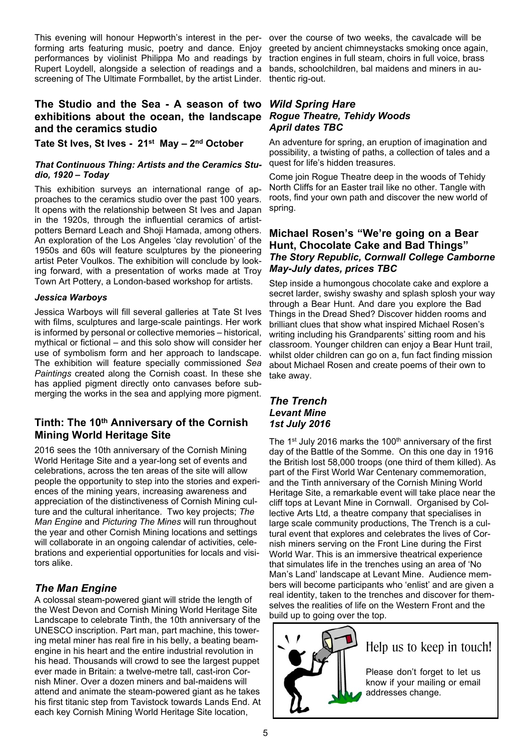This evening will honour Hepworth's interest in the performing arts featuring music, poetry and dance. Enjoy performances by violinist Philippa Mo and readings by Rupert Loydell, alongside a selection of readings and a screening of The Ultimate Formballet, by the artist Linder.

## The Studio and the Sea - A season of two exhibitions about the ocean, the landscape and the ceramics studio

**Tate St Ives, St Ives - 21st May – 2nd October**

***That Continuous Thing: Artists and the Ceramics Studio, 1920 – Today***

This exhibition surveys an international range of approaches to the ceramics studio over the past 100 years. It opens with the relationship between St Ives and Japan in the 1920s, through the influential ceramics of artist-potters Bernard Leach and Shoji Hamada, among others. An exploration of the Los Angeles 'clay revolution' of the 1950s and 60s will feature sculptures by the pioneering artist Peter Voulkos. The exhibition will conclude by looking forward, with a presentation of works made at Troy Town Art Pottery, a London-based workshop for artists.

***Jessica Warboys***

Jessica Warboys will fill several galleries at Tate St Ives with films, sculptures and large-scale paintings. Her work is informed by personal or collective memories – historical, mythical or fictional – and this solo show will consider her use of symbolism form and her approach to landscape. The exhibition will feature specially commissioned *Sea Paintings* created along the Cornish coast. In these she has applied pigment directly onto canvases before submerging the works in the sea and applying more pigment.

## Tinth: The 10th Anniversary of the Cornish Mining World Heritage Site

2016 sees the 10th anniversary of the Cornish Mining World Heritage Site and a year-long set of events and celebrations, across the ten areas of the site will allow people the opportunity to step into the stories and experiences of the mining years, increasing awareness and appreciation of the distinctiveness of Cornish Mining culture and the cultural inheritance. Two key projects; *The Man Engine* and *Picturing The Mines* will run throughout the year and other Cornish Mining locations and settings will collaborate in an ongoing calendar of activities, celebrations and experiential opportunities for locals and visitors alike.

## *The Man Engine*

A colossal steam-powered giant will stride the length of the West Devon and Cornish Mining World Heritage Site Landscape to celebrate Tinth, the 10th anniversary of the UNESCO inscription. Part man, part machine, this towering metal miner has real fire in his belly, a beating beam-engine in his heart and the entire industrial revolution in his head. Thousands will crowd to see the largest puppet ever made in Britain: a twelve-metre tall, cast-iron Cornish Miner. Over a dozen miners and bal-maidens will attend and animate the steam-powered giant as he takes his first titanic step from Tavistock towards Lands End. At each key Cornish Mining World Heritage Site location, over the course of two weeks, the cavalcade will be greeted by ancient chimneystacks smoking once again, traction engines in full steam, choirs in full voice, brass bands, schoolchildren, bal maidens and miners in authentic rig-out.

## *Wild Spring Hare*
### *Rogue Theatre, Tehidy Woods*
### *April dates TBC*

An adventure for spring, an eruption of imagination and possibility, a twisting of paths, a collection of tales and a quest for life's hidden treasures.

Come join Rogue Theatre deep in the woods of Tehidy North Cliffs for an Easter trail like no other. Tangle with roots, find your own path and discover the new world of spring.

## Michael Rosen's "We're going on a Bear Hunt, Chocolate Cake and Bad Things"
### *The Story Republic, Cornwall College Camborne*
### *May-July dates, prices TBC*

Step inside a humongous chocolate cake and explore a secret larder, swishy swashy and splash splosh your way through a Bear Hunt. And dare you explore the Bad Things in the Dread Shed? Discover hidden rooms and brilliant clues that show what inspired Michael Rosen's writing including his Grandparents' sitting room and his classroom. Younger children can enjoy a Bear Hunt trail, whilst older children can go on a, fun fact finding mission about Michael Rosen and create poems of their own to take away.

## *The Trench*
### *Levant Mine*
### *1st July 2016*

The 1st July 2016 marks the 100th anniversary of the first day of the Battle of the Somme. On this one day in 1916 the British lost 58,000 troops (one third of them killed). As part of the First World War Centenary commemoration, and the Tinth anniversary of the Cornish Mining World Heritage Site, a remarkable event will take place near the cliff tops at Levant Mine in Cornwall. Organised by Collective Arts Ltd, a theatre company that specialises in large scale community productions, The Trench is a cultural event that explores and celebrates the lives of Cornish miners serving on the Front Line during the First World War. This is an immersive theatrical experience that simulates life in the trenches using an area of 'No Man's Land' landscape at Levant Mine. Audience members will become participants who 'enlist' and are given a real identity, taken to the trenches and discover for themselves the realities of life on the Western Front and the build up to going over the top.

Help us to keep in touch!

Please don't forget to let us know if your mailing or email addresses change.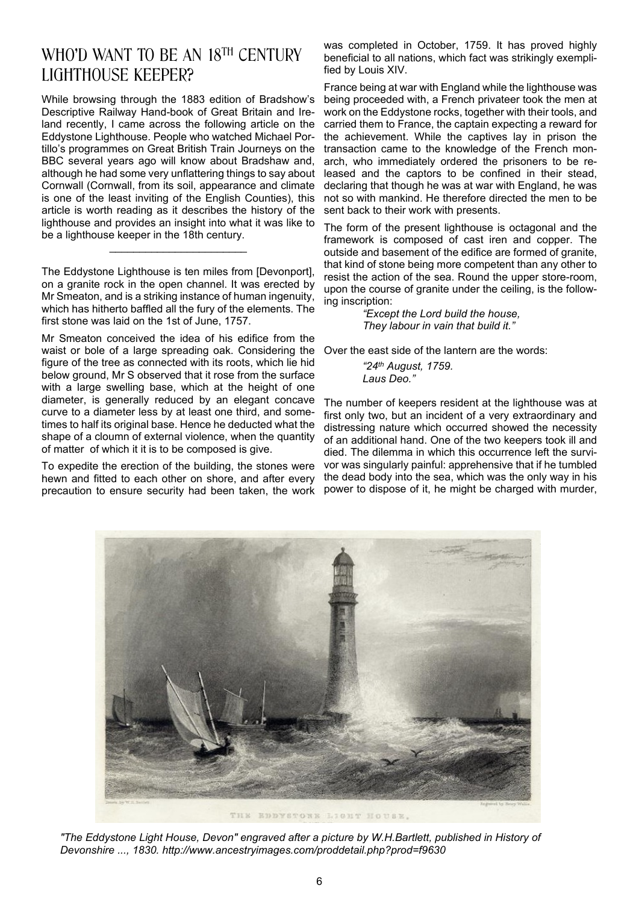# WHO'D WANT TO BE AN 18TH CENTURY LIGHTHOUSE KEEPER?

While browsing through the 1883 edition of Bradshow's Descriptive Railway Hand-book of Great Britain and Ireland recently, I came across the following article on the Eddystone Lighthouse. People who watched Michael Portillo's programmes on Great British Train Journeys on the BBC several years ago will know about Bradshaw and, although he had some very unflattering things to say about Cornwall (Cornwall, from its soil, appearance and climate is one of the least inviting of the English Counties), this article is worth reading as it describes the history of the lighthouse and provides an insight into what it was like to be a lighthouse keeper in the 18th century.

---

The Eddystone Lighthouse is ten miles from [Devonport], on a granite rock in the open channel. It was erected by Mr Smeaton, and is a striking instance of human ingenuity, which has hitherto baffled all the fury of the elements. The first stone was laid on the 1st of June, 1757.

Mr Smeaton conceived the idea of his edifice from the waist or bole of a large spreading oak. Considering the figure of the tree as connected with its roots, which lie hid below ground, Mr S observed that it rose from the surface with a large swelling base, which at the height of one diameter, is generally reduced by an elegant concave curve to a diameter less by at least one third, and sometimes to half its original base. Hence he deducted what the shape of a cloumn of external violence, when the quantity of matter of which it it is to be composed is give.

To expedite the erection of the building, the stones were hewn and fitted to each other on shore, and after every precaution to ensure security had been taken, the work was completed in October, 1759. It has proved highly beneficial to all nations, which fact was strikingly exemplified by Louis XIV.

France being at war with England while the lighthouse was being proceeded with, a French privateer took the men at work on the Eddystone rocks, together with their tools, and carried them to France, the captain expecting a reward for the achievement. While the captives lay in prison the transaction came to the knowledge of the French monarch, who immediately ordered the prisoners to be released and the captors to be confined in their stead, declaring that though he was at war with England, he was not so with mankind. He therefore directed the men to be sent back to their work with presents.

The form of the present lighthouse is octagonal and the framework is composed of cast iren and copper. The outside and basement of the edifice are formed of granite, that kind of stone being more competent than any other to resist the action of the sea. Round the upper store-room, upon the course of granite under the ceiling, is the following inscription:

> *"Except the Lord build the house,*
> *They labour in vain that build it."*

Over the east side of the lantern are the words:

> *"24th August, 1759.*
> *Laus Deo."*

The number of keepers resident at the lighthouse was at first only two, but an incident of a very extraordinary and distressing nature which occurred showed the necessity of an additional hand. One of the two keepers took ill and died. The dilemma in which this occurrence left the survivor was singularly painful: apprehensive that if he tumbled the dead body into the sea, which was the only way in his power to dispose of it, he might be charged with murder,

*"The Eddystone Light House, Devon" engraved after a picture by W.H.Bartlett, published in History of Devonshire ..., 1830. http://www.ancestryimages.com/proddetail.php?prod=f9630*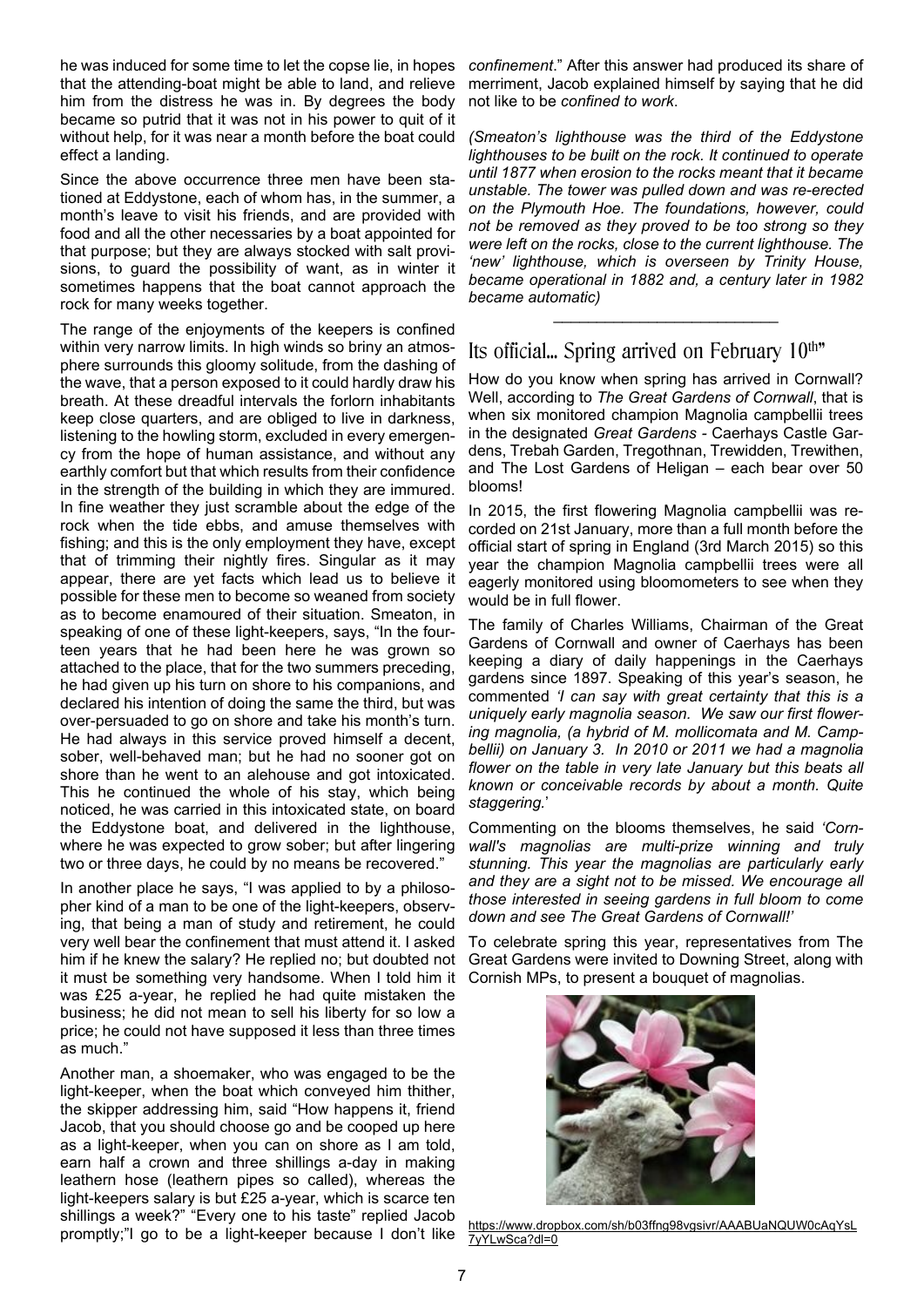he was induced for some time to let the copse lie, in hopes that the attending-boat might be able to land, and relieve him from the distress he was in. By degrees the body became so putrid that it was not in his power to quit of it without help, for it was near a month before the boat could effect a landing.

Since the above occurrence three men have been stationed at Eddystone, each of whom has, in the summer, a month's leave to visit his friends, and are provided with food and all the other necessaries by a boat appointed for that purpose; but they are always stocked with salt provisions, to guard the possibility of want, as in winter it sometimes happens that the boat cannot approach the rock for many weeks together.

The range of the enjoyments of the keepers is confined within very narrow limits. In high winds so briny an atmosphere surrounds this gloomy solitude, from the dashing of the wave, that a person exposed to it could hardly draw his breath. At these dreadful intervals the forlorn inhabitants keep close quarters, and are obliged to live in darkness, listening to the howling storm, excluded in every emergency from the hope of human assistance, and without any earthly comfort but that which results from their confidence in the strength of the building in which they are immured. In fine weather they just scramble about the edge of the rock when the tide ebbs, and amuse themselves with fishing; and this is the only employment they have, except that of trimming their nightly fires. Singular as it may appear, there are yet facts which lead us to believe it possible for these men to become so weaned from society as to become enamoured of their situation. Smeaton, in speaking of one of these light-keepers, says, "In the fourteen years that he had been here he was grown so attached to the place, that for the two summers preceding, he had given up his turn on shore to his companions, and declared his intention of doing the same the third, but was over-persuaded to go on shore and take his month's turn. He had always in this service proved himself a decent, sober, well-behaved man; but he had no sooner got on shore than he went to an alehouse and got intoxicated. This he continued the whole of his stay, which being noticed, he was carried in this intoxicated state, on board the Eddystone boat, and delivered in the lighthouse, where he was expected to grow sober; but after lingering two or three days, he could by no means be recovered."

In another place he says, "I was applied to by a philosopher kind of a man to be one of the light-keepers, observing, that being a man of study and retirement, he could very well bear the confinement that must attend it. I asked him if he knew the salary? He replied no; but doubted not it must be something very handsome. When I told him it was £25 a-year, he replied he had quite mistaken the business; he did not mean to sell his liberty for so low a price; he could not have supposed it less than three times as much."

Another man, a shoemaker, who was engaged to be the light-keeper, when the boat which conveyed him thither, the skipper addressing him, said "How happens it, friend Jacob, that you should choose go and be cooped up here as a light-keeper, when you can on shore as I am told, earn half a crown and three shillings a-day in making leathern hose (leathern pipes so called), whereas the light-keepers salary is but £25 a-year, which is scarce ten shillings a week?" "Every one to his taste" replied Jacob promptly;"I go to be a light-keeper because I don't like *confinement*." After this answer had produced its share of merriment, Jacob explained himself by saying that he did not like to be *confined to work*.

*(Smeaton's lighthouse was the third of the Eddystone lighthouses to be built on the rock. It continued to operate until 1877 when erosion to the rocks meant that it became unstable. The tower was pulled down and was re-erected on the Plymouth Hoe. The foundations, however, could not be removed as they proved to be too strong so they were left on the rocks, close to the current lighthouse. The 'new' lighthouse, which is overseen by Trinity House, became operational in 1882 and, a century later in 1982 became automatic)*

---

## Its official... Spring arrived on February 10th"

How do you know when spring has arrived in Cornwall? Well, according to *The Great Gardens of Cornwall*, that is when six monitored champion Magnolia campbellii trees in the designated *Great Gardens* - Caerhays Castle Gardens, Trebah Garden, Tregothnan, Trewidden, Trewithen, and The Lost Gardens of Heligan – each bear over 50 blooms!

In 2015, the first flowering Magnolia campbellii was recorded on 21st January, more than a full month before the official start of spring in England (3rd March 2015) so this year the champion Magnolia campbellii trees were all eagerly monitored using bloomometers to see when they would be in full flower.

The family of Charles Williams, Chairman of the Great Gardens of Cornwall and owner of Caerhays has been keeping a diary of daily happenings in the Caerhays gardens since 1897. Speaking of this year's season, he commented *'I can say with great certainty that this is a uniquely early magnolia season. We saw our first flowering magnolia, (a hybrid of M. mollicomata and M. Campbellii) on January 3. In 2010 or 2011 we had a magnolia flower on the table in very late January but this beats all known or conceivable records by about a month. Quite staggering.'*

Commenting on the blooms themselves, he said *'Cornwall's magnolias are multi-prize winning and truly stunning. This year the magnolias are particularly early and they are a sight not to be missed. We encourage all those interested in seeing gardens in full bloom to come down and see The Great Gardens of Cornwall!'*

To celebrate spring this year, representatives from The Great Gardens were invited to Downing Street, along with Cornish MPs, to present a bouquet of magnolias.

https://www.dropbox.com/sh/b03ffng98vgsivr/AAABUaNQUW0cAqYsL7yYLwSca?dl=0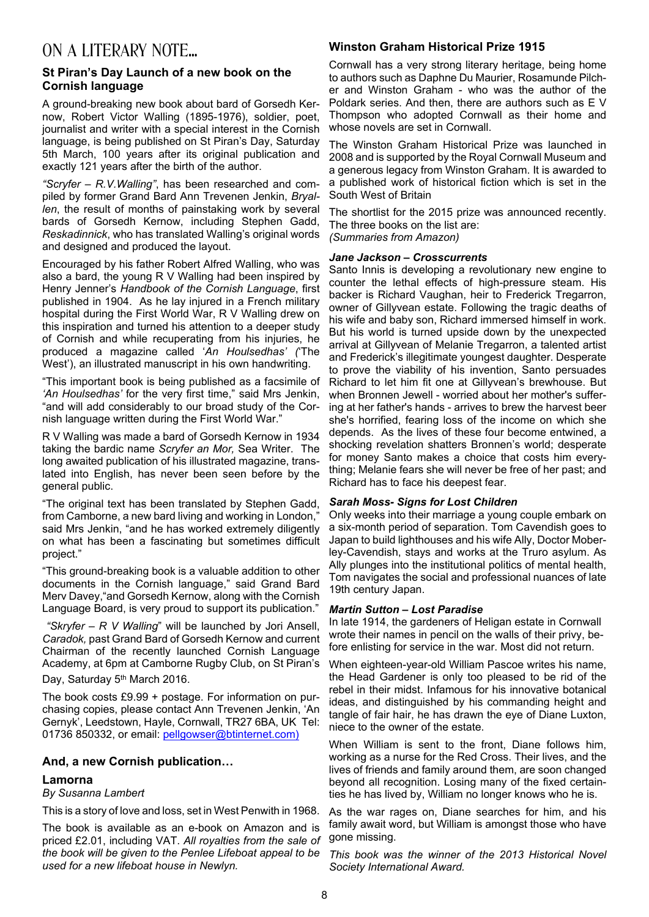# ON A LITERARY NOTE...

### St Piran's Day Launch of a new book on the Cornish language

A ground-breaking new book about bard of Gorsedh Kernow, Robert Victor Walling (1895-1976), soldier, poet, journalist and writer with a special interest in the Cornish language, is being published on St Piran's Day, Saturday 5th March, 100 years after its original publication and exactly 121 years after the birth of the author.

*"Scryfer – R.V.Walling"*, has been researched and compiled by former Grand Bard Ann Trevenen Jenkin, *Bryallen*, the result of months of painstaking work by several bards of Gorsedh Kernow, including Stephen Gadd, *Reskadinnick*, who has translated Walling's original words and designed and produced the layout.

Encouraged by his father Robert Alfred Walling, who was also a bard, the young R V Walling had been inspired by Henry Jenner's *Handbook of the Cornish Language*, first published in 1904. As he lay injured in a French military hospital during the First World War, R V Walling drew on this inspiration and turned his attention to a deeper study of Cornish and while recuperating from his injuries, he produced a magazine called '*An Houlsedhas' (*'The West'), an illustrated manuscript in his own handwriting.

"This important book is being published as a facsimile of *'An Houlsedhas'* for the very first time," said Mrs Jenkin, "and will add considerably to our broad study of the Cornish language written during the First World War."

R V Walling was made a bard of Gorsedh Kernow in 1934 taking the bardic name *Scryfer an Mor,* Sea Writer. The long awaited publication of his illustrated magazine, translated into English, has never been seen before by the general public.

"The original text has been translated by Stephen Gadd, from Camborne, a new bard living and working in London," said Mrs Jenkin, "and he has worked extremely diligently on what has been a fascinating but sometimes difficult project."

"This ground-breaking book is a valuable addition to other documents in the Cornish language," said Grand Bard Merv Davey,"and Gorsedh Kernow, along with the Cornish Language Board, is very proud to support its publication."

*"Skryfer – R V Walling*" will be launched by Jori Ansell, *Caradok,* past Grand Bard of Gorsedh Kernow and current Chairman of the recently launched Cornish Language Academy, at 6pm at Camborne Rugby Club, on St Piran's Day, Saturday 5th March 2016.

The book costs £9.99 + postage. For information on purchasing copies, please contact Ann Trevenen Jenkin, 'An Gernyk', Leedstown, Hayle, Cornwall, TR27 6BA, UK Tel: 01736 850332, or email: pellgowser@btinternet.com)

### And, a new Cornish publication…

### Lamorna

*By Susanna Lambert*

This is a story of love and loss, set in West Penwith in 1968.

The book is available as an e-book on Amazon and is priced £2.01, including VAT. *All royalties from the sale of the book will be given to the Penlee Lifeboat appeal to be used for a new lifeboat house in Newlyn.*

### Winston Graham Historical Prize 1915

Cornwall has a very strong literary heritage, being home to authors such as Daphne Du Maurier, Rosamunde Pilcher and Winston Graham - who was the author of the Poldark series. And then, there are authors such as E V Thompson who adopted Cornwall as their home and whose novels are set in Cornwall.

The Winston Graham Historical Prize was launched in 2008 and is supported by the Royal Cornwall Museum and a generous legacy from Winston Graham. It is awarded to a published work of historical fiction which is set in the South West of Britain

The shortlist for the 2015 prize was announced recently. The three books on the list are:
*(Summaries from Amazon)*

***Jane Jackson – Crosscurrents***

Santo Innis is developing a revolutionary new engine to counter the lethal effects of high-pressure steam. His backer is Richard Vaughan, heir to Frederick Tregarron, owner of Gillyvean estate. Following the tragic deaths of his wife and baby son, Richard immersed himself in work. But his world is turned upside down by the unexpected arrival at Gillyvean of Melanie Tregarron, a talented artist and Frederick's illegitimate youngest daughter. Desperate to prove the viability of his invention, Santo persuades Richard to let him fit one at Gillyvean's brewhouse. But when Bronnen Jewell - worried about her mother's suffering at her father's hands - arrives to brew the harvest beer she's horrified, fearing loss of the income on which she depends. As the lives of these four become entwined, a shocking revelation shatters Bronnen's world; desperate for money Santo makes a choice that costs him everything; Melanie fears she will never be free of her past; and Richard has to face his deepest fear.

***Sarah Moss- Signs for Lost Children***

Only weeks into their marriage a young couple embark on a six-month period of separation. Tom Cavendish goes to Japan to build lighthouses and his wife Ally, Doctor Moberley-Cavendish, stays and works at the Truro asylum. As Ally plunges into the institutional politics of mental health, Tom navigates the social and professional nuances of late 19th century Japan.

***Martin Sutton – Lost Paradise***

In late 1914, the gardeners of Heligan estate in Cornwall wrote their names in pencil on the walls of their privy, before enlisting for service in the war. Most did not return.

When eighteen-year-old William Pascoe writes his name, the Head Gardener is only too pleased to be rid of the rebel in their midst. Infamous for his innovative botanical ideas, and distinguished by his commanding height and tangle of fair hair, he has drawn the eye of Diane Luxton, niece to the owner of the estate.

When William is sent to the front, Diane follows him, working as a nurse for the Red Cross. Their lives, and the lives of friends and family around them, are soon changed beyond all recognition. Losing many of the fixed certainties he has lived by, William no longer knows who he is.

As the war rages on, Diane searches for him, and his family await word, but William is amongst those who have gone missing.

*This book was the winner of the 2013 Historical Novel Society International Award.*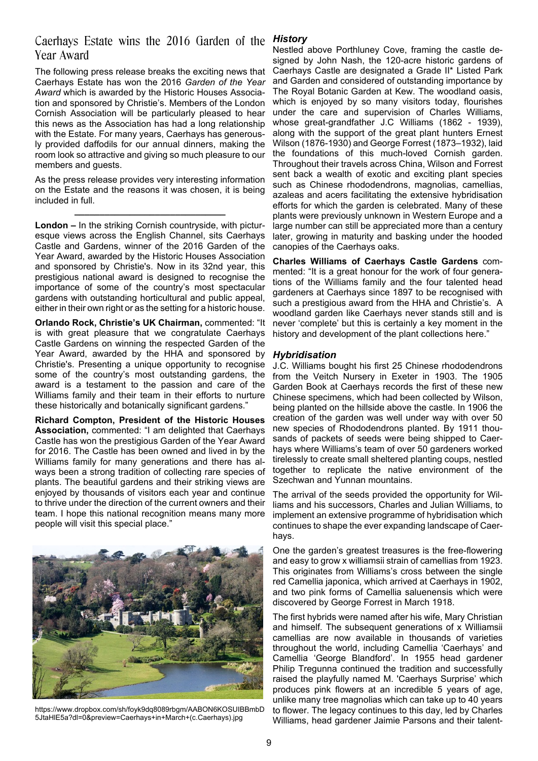# Caerhays Estate wins the 2016 Garden of the Year Award

The following press release breaks the exciting news that Caerhays Estate has won the 2016 *Garden of the Year Award* which is awarded by the Historic Houses Association and sponsored by Christie's. Members of the London Cornish Association will be particularly pleased to hear this news as the Association has had a long relationship with the Estate. For many years, Caerhays has generously provided daffodils for our annual dinners, making the room look so attractive and giving so much pleasure to our members and guests.

As the press release provides very interesting information on the Estate and the reasons it was chosen, it is being included in full.

---

**London –** In the striking Cornish countryside, with picturesque views across the English Channel, sits Caerhays Castle and Gardens, winner of the 2016 Garden of the Year Award, awarded by the Historic Houses Association and sponsored by Christie's. Now in its 32nd year, this prestigious national award is designed to recognise the importance of some of the country's most spectacular gardens with outstanding horticultural and public appeal, either in their own right or as the setting for a historic house.

**Orlando Rock, Christie's UK Chairman,** commented: "It is with great pleasure that we congratulate Caerhays Castle Gardens on winning the respected Garden of the Year Award, awarded by the HHA and sponsored by Christie's. Presenting a unique opportunity to recognise some of the country's most outstanding gardens, the award is a testament to the passion and care of the Williams family and their team in their efforts to nurture these historically and botanically significant gardens."

**Richard Compton, President of the Historic Houses Association,** commented: "I am delighted that Caerhays Castle has won the prestigious Garden of the Year Award for 2016. The Castle has been owned and lived in by the Williams family for many generations and there has always been a strong tradition of collecting rare species of plants. The beautiful gardens and their striking views are enjoyed by thousands of visitors each year and continue to thrive under the direction of the current owners and their team. I hope this national recognition means many more people will visit this special place."

https://www.dropbox.com/sh/foyk9dq8089rbgm/AABON6KOSUIBBmbD5JtaHlE5a?dl=0&preview=Caerhays+in+March+(c.Caerhays).jpg

### *History*

Nestled above Porthluney Cove, framing the castle designed by John Nash, the 120-acre historic gardens of Caerhays Castle are designated a Grade II* Listed Park and Garden and considered of outstanding importance by The Royal Botanic Garden at Kew. The woodland oasis, which is enjoyed by so many visitors today, flourishes under the care and supervision of Charles Williams, whose great-grandfather J.C Williams (1862 - 1939), along with the support of the great plant hunters Ernest Wilson (1876-1930) and George Forrest (1873–1932), laid the foundations of this much-loved Cornish garden. Throughout their travels across China, Wilson and Forrest sent back a wealth of exotic and exciting plant species such as Chinese rhododendrons, magnolias, camellias, azaleas and acers facilitating the extensive hybridisation efforts for which the garden is celebrated. Many of these plants were previously unknown in Western Europe and a large number can still be appreciated more than a century later, growing in maturity and basking under the hooded canopies of the Caerhays oaks.

**Charles Williams of Caerhays Castle Gardens** commented: "It is a great honour for the work of four generations of the Williams family and the four talented head gardeners at Caerhays since 1897 to be recognised with such a prestigious award from the HHA and Christie's. A woodland garden like Caerhays never stands still and is never 'complete' but this is certainly a key moment in the history and development of the plant collections here."

### *Hybridisation*

J.C. Williams bought his first 25 Chinese rhododendrons from the Veitch Nursery in Exeter in 1903. The 1905 Garden Book at Caerhays records the first of these new Chinese specimens, which had been collected by Wilson, being planted on the hillside above the castle. In 1906 the creation of the garden was well under way with over 50 new species of Rhododendrons planted. By 1911 thousands of packets of seeds were being shipped to Caerhays where Williams's team of over 50 gardeners worked tirelessly to create small sheltered planting coups, nestled together to replicate the native environment of the Szechwan and Yunnan mountains.

The arrival of the seeds provided the opportunity for Williams and his successors, Charles and Julian Williams, to implement an extensive programme of hybridisation which continues to shape the ever expanding landscape of Caerhays.

One the garden's greatest treasures is the free-flowering and easy to grow x williamsii strain of camellias from 1923. This originates from Williams's cross between the single red Camellia japonica, which arrived at Caerhays in 1902, and two pink forms of Camellia saluenensis which were discovered by George Forrest in March 1918.

The first hybrids were named after his wife, Mary Christian and himself. The subsequent generations of x Williamsii camellias are now available in thousands of varieties throughout the world, including Camellia 'Caerhays' and Camellia 'George Blandford'. In 1955 head gardener Philip Tregunna continued the tradition and successfully raised the playfully named M. 'Caerhays Surprise' which produces pink flowers at an incredible 5 years of age, unlike many tree magnolias which can take up to 40 years to flower. The legacy continues to this day, led by Charles Williams, head gardener Jaimie Parsons and their talent-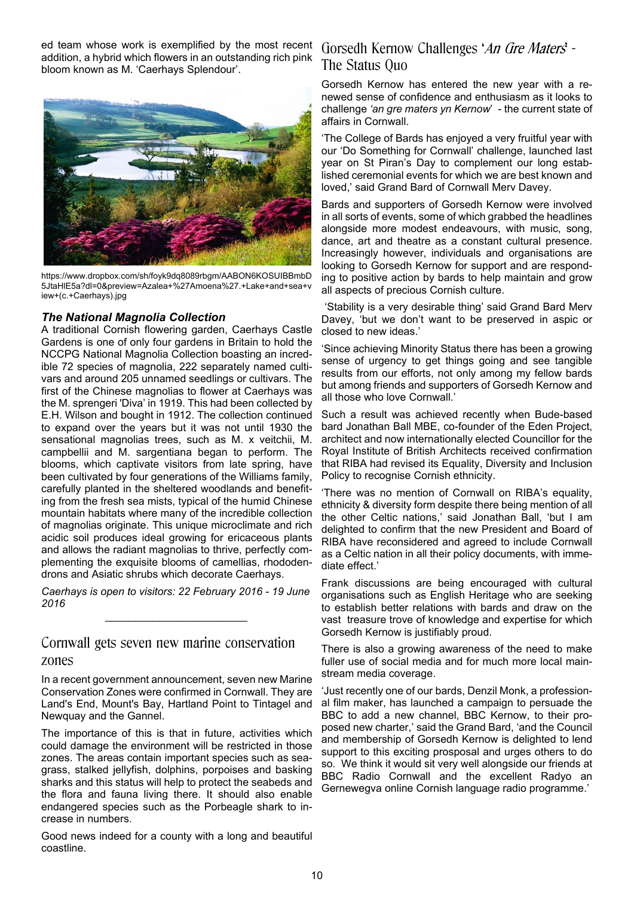ed team whose work is exemplified by the most recent addition, a hybrid which flowers in an outstanding rich pink bloom known as M. 'Caerhays Splendour'.

https://www.dropbox.com/sh/foyk9dq8089rbgm/AABON6KOSUIBBmbD5JtaHlE5a?dl=0&preview=Azalea+%27Amoena%27.+Lake+and+sea+view+(c.+Caerhays).jpg

### *The National Magnolia Collection*

A traditional Cornish flowering garden, Caerhays Castle Gardens is one of only four gardens in Britain to hold the NCCPG National Magnolia Collection boasting an incredible 72 species of magnolia, 222 separately named cultivars and around 205 unnamed seedlings or cultivars. The first of the Chinese magnolias to flower at Caerhays was the M. sprengeri 'Diva' in 1919. This had been collected by E.H. Wilson and bought in 1912. The collection continued to expand over the years but it was not until 1930 the sensational magnolias trees, such as M. x veitchii, M. campbellii and M. sargentiana began to perform. The blooms, which captivate visitors from late spring, have been cultivated by four generations of the Williams family, carefully planted in the sheltered woodlands and benefiting from the fresh sea mists, typical of the humid Chinese mountain habitats where many of the incredible collection of magnolias originate. This unique microclimate and rich acidic soil produces ideal growing for ericaceous plants and allows the radiant magnolias to thrive, perfectly complementing the exquisite blooms of camellias, rhododendrons and Asiatic shrubs which decorate Caerhays.

*Caerhays is open to visitors: 22 February 2016 - 19 June 2016*

---

## Cornwall gets seven new marine conservation zones

In a recent government announcement, seven new Marine Conservation Zones were confirmed in Cornwall. They are Land's End, Mount's Bay, Hartland Point to Tintagel and Newquay and the Gannel.

The importance of this is that in future, activities which could damage the environment will be restricted in those zones. The areas contain important species such as seagrass, stalked jellyfish, dolphins, porpoises and basking sharks and this status will help to protect the seabeds and the flora and fauna living there. It should also enable endangered species such as the Porbeagle shark to increase in numbers.

Good news indeed for a county with a long and beautiful coastline.

## Gorsedh Kernow Challenges '*An Gre Maters*' - The Status Quo

Gorsedh Kernow has entered the new year with a renewed sense of confidence and enthusiasm as it looks to challenge *'an gre maters yn Kernow'* - the current state of affairs in Cornwall.

'The College of Bards has enjoyed a very fruitful year with our 'Do Something for Cornwall' challenge, launched last year on St Piran's Day to complement our long established ceremonial events for which we are best known and loved,' said Grand Bard of Cornwall Merv Davey.

Bards and supporters of Gorsedh Kernow were involved in all sorts of events, some of which grabbed the headlines alongside more modest endeavours, with music, song, dance, art and theatre as a constant cultural presence. Increasingly however, individuals and organisations are looking to Gorsedh Kernow for support and are responding to positive action by bards to help maintain and grow all aspects of precious Cornish culture.

'Stability is a very desirable thing' said Grand Bard Merv Davey, 'but we don't want to be preserved in aspic or closed to new ideas.'

'Since achieving Minority Status there has been a growing sense of urgency to get things going and see tangible results from our efforts, not only among my fellow bards but among friends and supporters of Gorsedh Kernow and all those who love Cornwall.'

Such a result was achieved recently when Bude-based bard Jonathan Ball MBE, co-founder of the Eden Project, architect and now internationally elected Councillor for the Royal Institute of British Architects received confirmation that RIBA had revised its Equality, Diversity and Inclusion Policy to recognise Cornish ethnicity.

'There was no mention of Cornwall on RIBA's equality, ethnicity & diversity form despite there being mention of all the other Celtic nations,' said Jonathan Ball, 'but I am delighted to confirm that the new President and Board of RIBA have reconsidered and agreed to include Cornwall as a Celtic nation in all their policy documents, with immediate effect.'

Frank discussions are being encouraged with cultural organisations such as English Heritage who are seeking to establish better relations with bards and draw on the vast treasure trove of knowledge and expertise for which Gorsedh Kernow is justifiably proud.

There is also a growing awareness of the need to make fuller use of social media and for much more local mainstream media coverage.

'Just recently one of our bards, Denzil Monk, a professional film maker, has launched a campaign to persuade the BBC to add a new channel, BBC Kernow, to their proposed new charter,' said the Grand Bard, 'and the Council and membership of Gorsedh Kernow is delighted to lend support to this exciting prosposal and urges others to do so. We think it would sit very well alongside our friends at BBC Radio Cornwall and the excellent Radyo an Gernewegva online Cornish language radio programme.'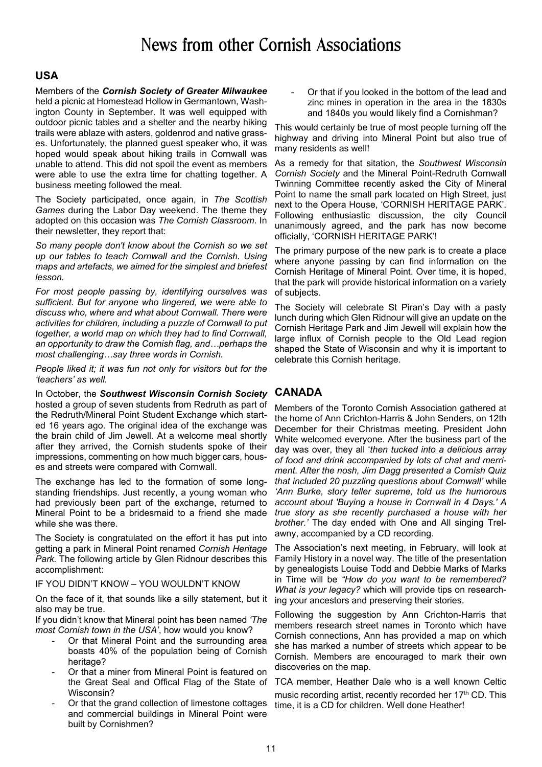# News from other Cornish Associations

## USA

Members of the ***Cornish Society of Greater Milwaukee*** held a picnic at Homestead Hollow in Germantown, Washington County in September. It was well equipped with outdoor picnic tables and a shelter and the nearby hiking trails were ablaze with asters, goldenrod and native grasses. Unfortunately, the planned guest speaker who, it was hoped would speak about hiking trails in Cornwall was unable to attend. This did not spoil the event as members were able to use the extra time for chatting together. A business meeting followed the meal.

The Society participated, once again, in *The Scottish Games* during the Labor Day weekend. The theme they adopted on this occasion was *The Cornish Classroom*. In their newsletter, they report that:

*So many people don't know about the Cornish so we set up our tables to teach Cornwall and the Cornish. Using maps and artefacts, we aimed for the simplest and briefest lesson.*

*For most people passing by, identifying ourselves was sufficient. But for anyone who lingered, we were able to discuss who, where and what about Cornwall. There were activities for children, including a puzzle of Cornwall to put together, a world map on which they had to find Cornwall, an opportunity to draw the Cornish flag, and…perhaps the most challenging…say three words in Cornish.*

*People liked it; it was fun not only for visitors but for the 'teachers' as well.*

In October, the ***Southwest Wisconsin Cornish Society*** hosted a group of seven students from Redruth as part of the Redruth/Mineral Point Student Exchange which started 16 years ago. The original idea of the exchange was the brain child of Jim Jewell. At a welcome meal shortly after they arrived, the Cornish students spoke of their impressions, commenting on how much bigger cars, houses and streets were compared with Cornwall.

The exchange has led to the formation of some longstanding friendships. Just recently, a young woman who had previously been part of the exchange, returned to Mineral Point to be a bridesmaid to a friend she made while she was there.

The Society is congratulated on the effort it has put into getting a park in Mineral Point renamed *Cornish Heritage Park.* The following article by Glen Ridnour describes this accomplishment:

IF YOU DIDN'T KNOW – YOU WOULDN'T KNOW

On the face of it, that sounds like a silly statement, but it also may be true.

If you didn't know that Mineral point has been named *'The most Cornish town in the USA'*, how would you know?

- Or that Mineral Point and the surrounding area boasts 40% of the population being of Cornish heritage?
- Or that a miner from Mineral Point is featured on the Great Seal and Offical Flag of the State of Wisconsin?
- Or that the grand collection of limestone cottages and commercial buildings in Mineral Point were built by Cornishmen?
- Or that if you looked in the bottom of the lead and zinc mines in operation in the area in the 1830s and 1840s you would likely find a Cornishman?

This would certainly be true of most people turning off the highway and driving into Mineral Point but also true of many residents as well!

As a remedy for that sitation, the *Southwest Wisconsin Cornish Society* and the Mineral Point-Redruth Cornwall Twinning Committee recently asked the City of Mineral Point to name the small park located on High Street, just next to the Opera House, 'CORNISH HERITAGE PARK'. Following enthusiastic discussion, the city Council unanimously agreed, and the park has now become officially, 'CORNISH HERITAGE PARK'!

The primary purpose of the new park is to create a place where anyone passing by can find information on the Cornish Heritage of Mineral Point. Over time, it is hoped, that the park will provide historical information on a variety of subjects.

The Society will celebrate St Piran's Day with a pasty lunch during which Glen Ridnour will give an update on the Cornish Heritage Park and Jim Jewell will explain how the large influx of Cornish people to the Old Lead region shaped the State of Wisconsin and why it is important to celebrate this Cornish heritage.

## CANADA

Members of the Toronto Cornish Association gathered at the home of Ann Crichton-Harris & John Senders, on 12th December for their Christmas meeting. President John White welcomed everyone. After the business part of the day was over, they all '*then tucked into a delicious array of food and drink accompanied by lots of chat and merriment. After the nosh, Jim Dagg presented a Cornish Quiz that included 20 puzzling questions about Cornwall'* while *'Ann Burke, story teller supreme, told us the humorous account about 'Buying a house in Cornwall in 4 Days.' A true story as she recently purchased a house with her brother.'* The day ended with One and All singing Trelawny, accompanied by a CD recording.

The Association's next meeting, in February, will look at Family History in a novel way. The title of the presentation by genealogists Louise Todd and Debbie Marks of Marks in Time will be *"How do you want to be remembered? What is your legacy?* which will provide tips on researching your ancestors and preserving their stories.

Following the suggestion by Ann Crichton-Harris that members research street names in Toronto which have Cornish connections, Ann has provided a map on which she has marked a number of streets which appear to be Cornish. Members are encouraged to mark their own discoveries on the map.

TCA member, Heather Dale who is a well known Celtic music recording artist, recently recorded her 17th CD. This time, it is a CD for children. Well done Heather!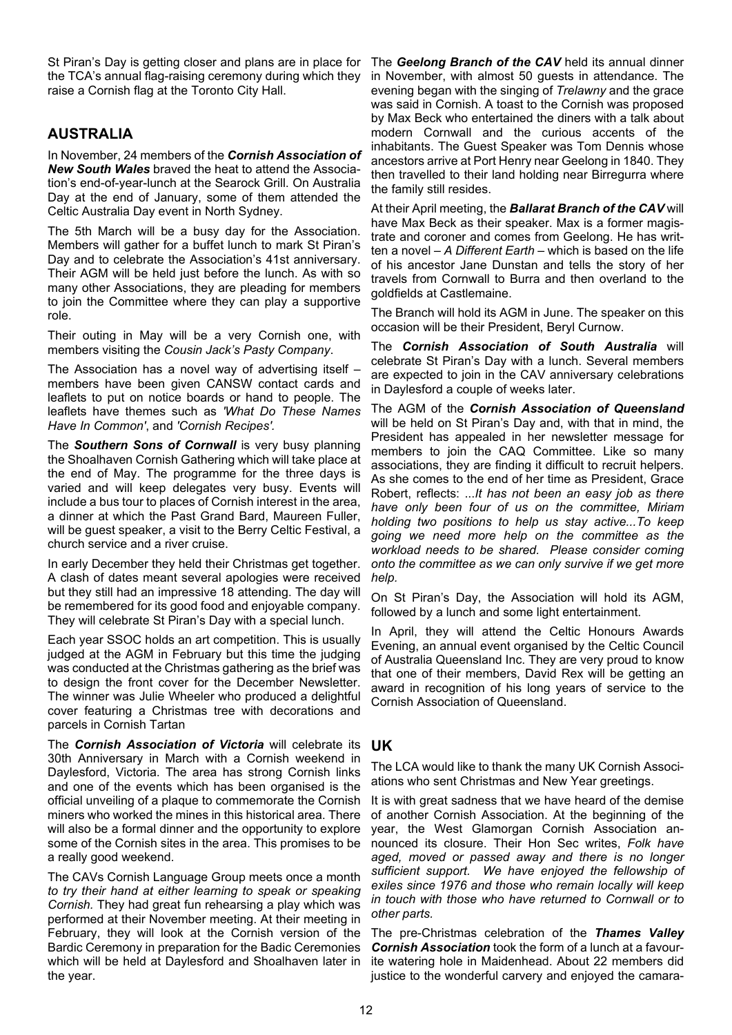St Piran's Day is getting closer and plans are in place for the TCA's annual flag-raising ceremony during which they raise a Cornish flag at the Toronto City Hall.

## AUSTRALIA

In November, 24 members of the ***Cornish Association of New South Wales*** braved the heat to attend the Association's end-of-year-lunch at the Searock Grill. On Australia Day at the end of January, some of them attended the Celtic Australia Day event in North Sydney.

The 5th March will be a busy day for the Association. Members will gather for a buffet lunch to mark St Piran's Day and to celebrate the Association's 41st anniversary. Their AGM will be held just before the lunch. As with so many other Associations, they are pleading for members to join the Committee where they can play a supportive role.

Their outing in May will be a very Cornish one, with members visiting the *Cousin Jack's Pasty Company*.

The Association has a novel way of advertising itself – members have been given CANSW contact cards and leaflets to put on notice boards or hand to people. The leaflets have themes such as *'What Do These Names Have In Common'*, and *'Cornish Recipes'.*

The ***Southern Sons of Cornwall*** is very busy planning the Shoalhaven Cornish Gathering which will take place at the end of May. The programme for the three days is varied and will keep delegates very busy. Events will include a bus tour to places of Cornish interest in the area, a dinner at which the Past Grand Bard, Maureen Fuller, will be guest speaker, a visit to the Berry Celtic Festival, a church service and a river cruise.

In early December they held their Christmas get together. A clash of dates meant several apologies were received but they still had an impressive 18 attending. The day will be remembered for its good food and enjoyable company. They will celebrate St Piran's Day with a special lunch.

Each year SSOC holds an art competition. This is usually judged at the AGM in February but this time the judging was conducted at the Christmas gathering as the brief was to design the front cover for the December Newsletter. The winner was Julie Wheeler who produced a delightful cover featuring a Christmas tree with decorations and parcels in Cornish Tartan

The ***Cornish Association of Victoria*** will celebrate its 30th Anniversary in March with a Cornish weekend in Daylesford, Victoria. The area has strong Cornish links and one of the events which has been organised is the official unveiling of a plaque to commemorate the Cornish miners who worked the mines in this historical area. There will also be a formal dinner and the opportunity to explore some of the Cornish sites in the area. This promises to be a really good weekend.

The CAVs Cornish Language Group meets once a month *to try their hand at either learning to speak or speaking Cornish.* They had great fun rehearsing a play which was performed at their November meeting. At their meeting in February, they will look at the Cornish version of the Bardic Ceremony in preparation for the Badic Ceremonies which will be held at Daylesford and Shoalhaven later in the year.

The ***Geelong Branch of the CAV*** held its annual dinner in November, with almost 50 guests in attendance. The evening began with the singing of *Trelawny* and the grace was said in Cornish. A toast to the Cornish was proposed by Max Beck who entertained the diners with a talk about modern Cornwall and the curious accents of the inhabitants. The Guest Speaker was Tom Dennis whose ancestors arrive at Port Henry near Geelong in 1840. They then travelled to their land holding near Birregurra where the family still resides.

At their April meeting, the ***Ballarat Branch of the CAV*** will have Max Beck as their speaker. Max is a former magistrate and coroner and comes from Geelong. He has written a novel – *A Different Earth* – which is based on the life of his ancestor Jane Dunstan and tells the story of her travels from Cornwall to Burra and then overland to the goldfields at Castlemaine.

The Branch will hold its AGM in June. The speaker on this occasion will be their President, Beryl Curnow.

The ***Cornish Association of South Australia*** will celebrate St Piran's Day with a lunch. Several members are expected to join in the CAV anniversary celebrations in Daylesford a couple of weeks later.

The AGM of the ***Cornish Association of Queensland*** will be held on St Piran's Day and, with that in mind, the President has appealed in her newsletter message for members to join the CAQ Committee. Like so many associations, they are finding it difficult to recruit helpers. As she comes to the end of her time as President, Grace Robert, reflects: *...It has not been an easy job as there have only been four of us on the committee, Miriam holding two positions to help us stay active...To keep going we need more help on the committee as the workload needs to be shared. Please consider coming onto the committee as we can only survive if we get more help.*

On St Piran's Day, the Association will hold its AGM, followed by a lunch and some light entertainment.

In April, they will attend the Celtic Honours Awards Evening, an annual event organised by the Celtic Council of Australia Queensland Inc. They are very proud to know that one of their members, David Rex will be getting an award in recognition of his long years of service to the Cornish Association of Queensland.

## UK

The LCA would like to thank the many UK Cornish Associations who sent Christmas and New Year greetings.

It is with great sadness that we have heard of the demise of another Cornish Association. At the beginning of the year, the West Glamorgan Cornish Association announced its closure. Their Hon Sec writes, *Folk have aged, moved or passed away and there is no longer sufficient support. We have enjoyed the fellowship of exiles since 1976 and those who remain locally will keep in touch with those who have returned to Cornwall or to other parts.*

The pre-Christmas celebration of the ***Thames Valley Cornish Association*** took the form of a lunch at a favourite watering hole in Maidenhead. About 22 members did justice to the wonderful carvery and enjoyed the camara-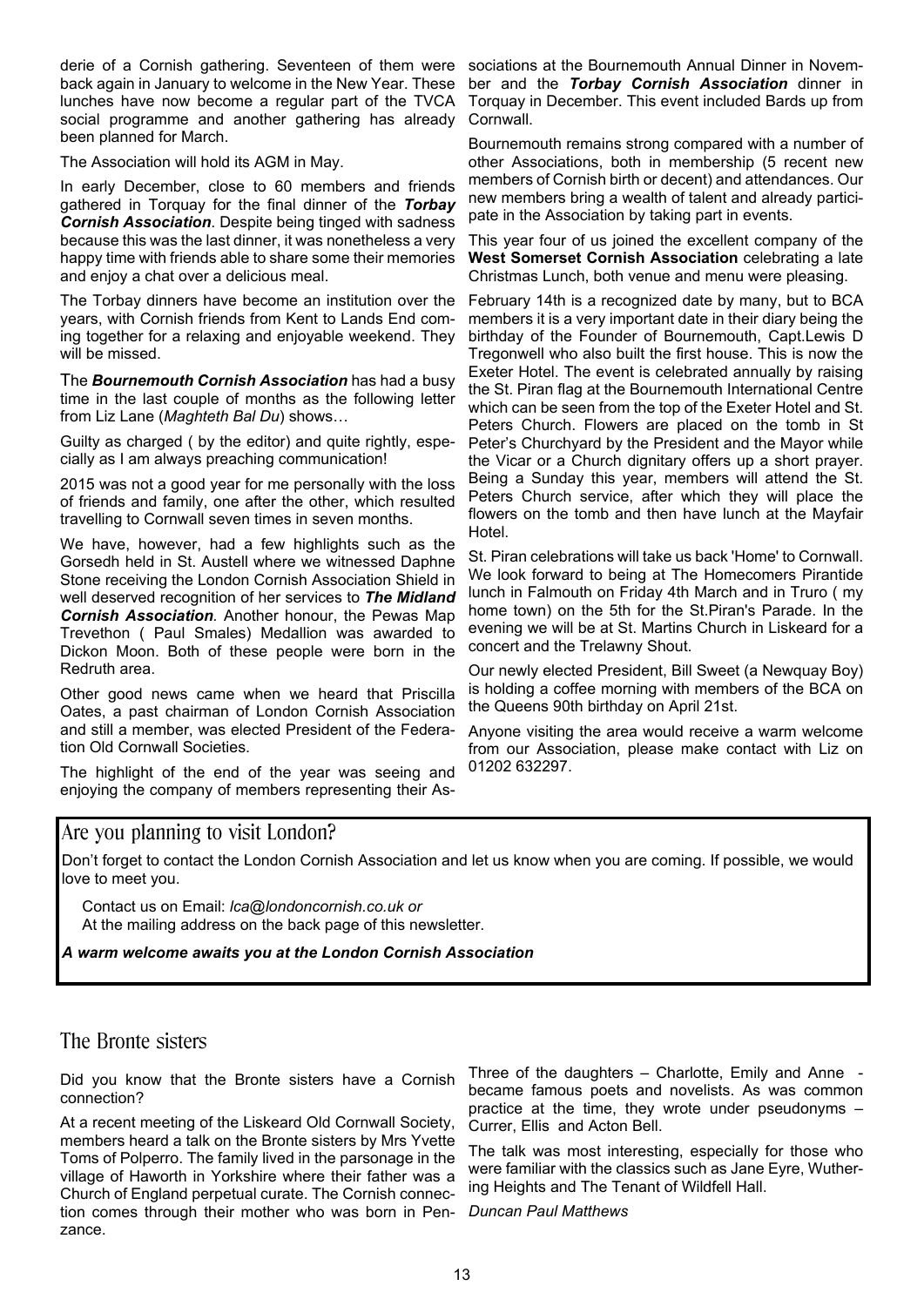derie of a Cornish gathering. Seventeen of them were back again in January to welcome in the New Year. These lunches have now become a regular part of the TVCA social programme and another gathering has already been planned for March.

The Association will hold its AGM in May.

In early December, close to 60 members and friends gathered in Torquay for the final dinner of the ***Torbay Cornish Association***. Despite being tinged with sadness because this was the last dinner, it was nonetheless a very happy time with friends able to share some their memories and enjoy a chat over a delicious meal.

The Torbay dinners have become an institution over the years, with Cornish friends from Kent to Lands End coming together for a relaxing and enjoyable weekend. They will be missed.

The ***Bournemouth Cornish Association*** has had a busy time in the last couple of months as the following letter from Liz Lane (*Maghteth Bal Du*) shows…

Guilty as charged ( by the editor) and quite rightly, especially as I am always preaching communication!

2015 was not a good year for me personally with the loss of friends and family, one after the other, which resulted travelling to Cornwall seven times in seven months.

We have, however, had a few highlights such as the Gorsedh held in St. Austell where we witnessed Daphne Stone receiving the London Cornish Association Shield in well deserved recognition of her services to ***The Midland Cornish Association***. Another honour, the Pewas Map Trevethon ( Paul Smales) Medallion was awarded to Dickon Moon. Both of these people were born in the Redruth area.

Other good news came when we heard that Priscilla Oates, a past chairman of London Cornish Association and still a member, was elected President of the Federation Old Cornwall Societies.

The highlight of the end of the year was seeing and enjoying the company of members representing their Associations at the Bournemouth Annual Dinner in November and the ***Torbay Cornish Association*** dinner in Torquay in December. This event included Bards up from Cornwall.

Bournemouth remains strong compared with a number of other Associations, both in membership (5 recent new members of Cornish birth or decent) and attendances. Our new members bring a wealth of talent and already participate in the Association by taking part in events.

This year four of us joined the excellent company of the **West Somerset Cornish Association** celebrating a late Christmas Lunch, both venue and menu were pleasing.

February 14th is a recognized date by many, but to BCA members it is a very important date in their diary being the birthday of the Founder of Bournemouth, Capt.Lewis D Tregonwell who also built the first house. This is now the Exeter Hotel. The event is celebrated annually by raising the St. Piran flag at the Bournemouth International Centre which can be seen from the top of the Exeter Hotel and St. Peters Church. Flowers are placed on the tomb in St Peter's Churchyard by the President and the Mayor while the Vicar or a Church dignitary offers up a short prayer. Being a Sunday this year, members will attend the St. Peters Church service, after which they will place the flowers on the tomb and then have lunch at the Mayfair Hotel.

St. Piran celebrations will take us back 'Home' to Cornwall. We look forward to being at The Homecomers Pirantide lunch in Falmouth on Friday 4th March and in Truro ( my home town) on the 5th for the St.Piran's Parade. In the evening we will be at St. Martins Church in Liskeard for a concert and the Trelawny Shout.

Our newly elected President, Bill Sweet (a Newquay Boy) is holding a coffee morning with members of the BCA on the Queens 90th birthday on April 21st.

Anyone visiting the area would receive a warm welcome from our Association, please make contact with Liz on 01202 632297.

## Are you planning to visit London?

Don't forget to contact the London Cornish Association and let us know when you are coming. If possible, we would love to meet you.

Contact us on Email: *lca@londoncornish.co.uk or*
At the mailing address on the back page of this newsletter.

***A warm welcome awaits you at the London Cornish Association***

## The Bronte sisters

Did you know that the Bronte sisters have a Cornish connection?

At a recent meeting of the Liskeard Old Cornwall Society, members heard a talk on the Bronte sisters by Mrs Yvette Toms of Polperro. The family lived in the parsonage in the village of Haworth in Yorkshire where their father was a Church of England perpetual curate. The Cornish connection comes through their mother who was born in Penzance.

Three of the daughters – Charlotte, Emily and Anne - became famous poets and novelists. As was common practice at the time, they wrote under pseudonyms – Currer, Ellis and Acton Bell.

The talk was most interesting, especially for those who were familiar with the classics such as Jane Eyre, Wuthering Heights and The Tenant of Wildfell Hall.

*Duncan Paul Matthews*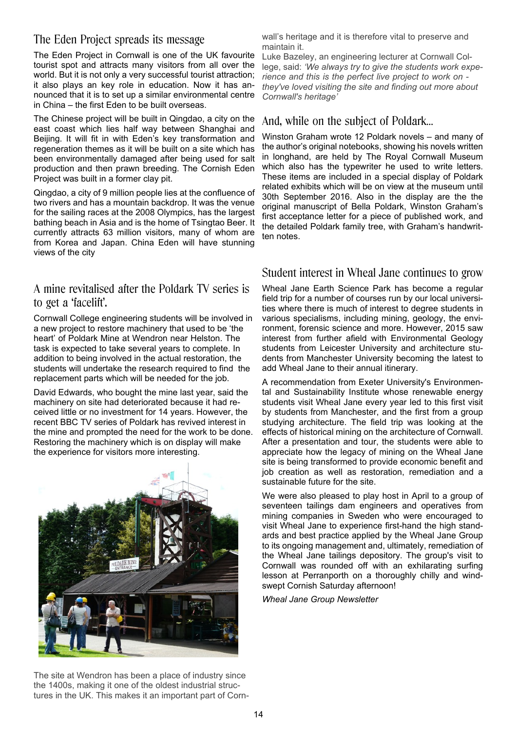## The Eden Project spreads its message

The Eden Project in Cornwall is one of the UK favourite tourist spot and attracts many visitors from all over the world. But it is not only a very successful tourist attraction; it also plays an key role in education. Now it has announced that it is to set up a similar environmental centre in China – the first Eden to be built overseas.

The Chinese project will be built in Qingdao, a city on the east coast which lies half way between Shanghai and Beijing. It will fit in with Eden's key transformation and regeneration themes as it will be built on a site which has been environmentally damaged after being used for salt production and then prawn breeding. The Cornish Eden Project was built in a former clay pit.

Qingdao, a city of 9 million people lies at the confluence of two rivers and has a mountain backdrop. It was the venue for the sailing races at the 2008 Olympics, has the largest bathing beach in Asia and is the home of Tsingtao Beer. It currently attracts 63 million visitors, many of whom are from Korea and Japan. China Eden will have stunning views of the city

## A mine revitalised after the Poldark TV series is to get a 'facelift'.

Cornwall College engineering students will be involved in a new project to restore machinery that used to be 'the heart' of Poldark Mine at Wendron near Helston. The task is expected to take several years to complete. In addition to being involved in the actual restoration, the students will undertake the research required to find the replacement parts which will be needed for the job.

David Edwards, who bought the mine last year, said the machinery on site had deteriorated because it had received little or no investment for 14 years. However, the recent BBC TV series of Poldark has revived interest in the mine and prompted the need for the work to be done. Restoring the machinery which is on display will make the experience for visitors more interesting.

The site at Wendron has been a place of industry since the 1400s, making it one of the oldest industrial structures in the UK. This makes it an important part of Cornwall's heritage and it is therefore vital to preserve and maintain it.

Luke Bazeley, an engineering lecturer at Cornwall College, said: *'We always try to give the students work experience and this is the perfect live project to work on - they've loved visiting the site and finding out more about Cornwall's heritage'*

## And, while on the subject of Poldark...

Winston Graham wrote 12 Poldark novels – and many of the author's original notebooks, showing his novels written in longhand, are held by The Royal Cornwall Museum which also has the typewriter he used to write letters. These items are included in a special display of Poldark related exhibits which will be on view at the museum until 30th September 2016. Also in the display are the the original manuscript of Bella Poldark, Winston Graham's first acceptance letter for a piece of published work, and the detailed Poldark family tree, with Graham's handwritten notes.

## Student interest in Wheal Jane continues to grow

Wheal Jane Earth Science Park has become a regular field trip for a number of courses run by our local universities where there is much of interest to degree students in various specialisms, including mining, geology, the environment, forensic science and more. However, 2015 saw interest from further afield with Environmental Geology students from Leicester University and architecture students from Manchester University becoming the latest to add Wheal Jane to their annual itinerary.

A recommendation from Exeter University's Environmental and Sustainability Institute whose renewable energy students visit Wheal Jane every year led to this first visit by students from Manchester, and the first from a group studying architecture. The field trip was looking at the effects of historical mining on the architecture of Cornwall. After a presentation and tour, the students were able to appreciate how the legacy of mining on the Wheal Jane site is being transformed to provide economic benefit and job creation as well as restoration, remediation and a sustainable future for the site.

We were also pleased to play host in April to a group of seventeen tailings dam engineers and operatives from mining companies in Sweden who were encouraged to visit Wheal Jane to experience first-hand the high standards and best practice applied by the Wheal Jane Group to its ongoing management and, ultimately, remediation of the Wheal Jane tailings depository. The group's visit to Cornwall was rounded off with an exhilarating surfing lesson at Perranporth on a thoroughly chilly and windswept Cornish Saturday afternoon!

*Wheal Jane Group Newsletter*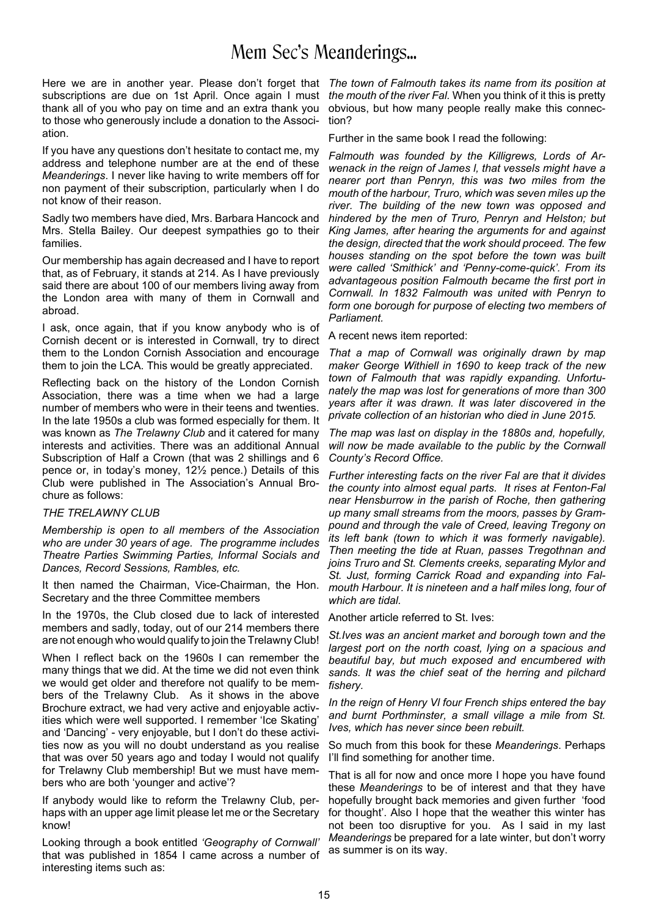# Mem Sec's Meanderings...

Here we are in another year. Please don't forget that subscriptions are due on 1st April. Once again I must thank all of you who pay on time and an extra thank you to those who generously include a donation to the Association.

If you have any questions don't hesitate to contact me, my address and telephone number are at the end of these *Meanderings*. I never like having to write members off for non payment of their subscription, particularly when I do not know of their reason.

Sadly two members have died, Mrs. Barbara Hancock and Mrs. Stella Bailey. Our deepest sympathies go to their families.

Our membership has again decreased and I have to report that, as of February, it stands at 214. As I have previously said there are about 100 of our members living away from the London area with many of them in Cornwall and abroad.

I ask, once again, that if you know anybody who is of Cornish decent or is interested in Cornwall, try to direct them to the London Cornish Association and encourage them to join the LCA. This would be greatly appreciated.

Reflecting back on the history of the London Cornish Association, there was a time when we had a large number of members who were in their teens and twenties. In the late 1950s a club was formed especially for them. It was known as *The Trelawny Club* and it catered for many interests and activities. There was an additional Annual Subscription of Half a Crown (that was 2 shillings and 6 pence or, in today's money, 12½ pence.) Details of this Club were published in The Association's Annual Brochure as follows:

*THE TRELAWNY CLUB*

*Membership is open to all members of the Association who are under 30 years of age. The programme includes Theatre Parties Swimming Parties, Informal Socials and Dances, Record Sessions, Rambles, etc.*

It then named the Chairman, Vice-Chairman, the Hon. Secretary and the three Committee members

In the 1970s, the Club closed due to lack of interested members and sadly, today, out of our 214 members there are not enough who would qualify to join the Trelawny Club!

When I reflect back on the 1960s I can remember the many things that we did. At the time we did not even think we would get older and therefore not qualify to be members of the Trelawny Club. As it shows in the above Brochure extract, we had very active and enjoyable activities which were well supported. I remember 'Ice Skating' and 'Dancing' - very enjoyable, but I don't do these activities now as you will no doubt understand as you realise that was over 50 years ago and today I would not qualify for Trelawny Club membership! But we must have members who are both 'younger and active'?

If anybody would like to reform the Trelawny Club, perhaps with an upper age limit please let me or the Secretary know!

Looking through a book entitled *'Geography of Cornwall'* that was published in 1854 I came across a number of interesting items such as:

*The town of Falmouth takes its name from its position at the mouth of the river Fal.* When you think of it this is pretty obvious, but how many people really make this connection?

Further in the same book I read the following:

*Falmouth was founded by the Killigrews, Lords of Arwenack in the reign of James I, that vessels might have a nearer port than Penryn, this was two miles from the mouth of the harbour, Truro, which was seven miles up the river. The building of the new town was opposed and hindered by the men of Truro, Penryn and Helston; but King James, after hearing the arguments for and against the design, directed that the work should proceed. The few houses standing on the spot before the town was built were called 'Smithick' and 'Penny-come-quick'. From its advantageous position Falmouth became the first port in Cornwall. In 1832 Falmouth was united with Penryn to form one borough for purpose of electing two members of Parliament.*

A recent news item reported:

*That a map of Cornwall was originally drawn by map maker George Withiell in 1690 to keep track of the new town of Falmouth that was rapidly expanding. Unfortunately the map was lost for generations of more than 300 years after it was drawn. It was later discovered in the private collection of an historian who died in June 2015.*

*The map was last on display in the 1880s and, hopefully, will now be made available to the public by the Cornwall County's Record Office.*

*Further interesting facts on the river Fal are that it divides the county into almost equal parts. It rises at Fenton-Fal near Hensburrow in the parish of Roche, then gathering up many small streams from the moors, passes by Grampound and through the vale of Creed, leaving Tregony on its left bank (town to which it was formerly navigable). Then meeting the tide at Ruan, passes Tregothnan and joins Truro and St. Clements creeks, separating Mylor and St. Just, forming Carrick Road and expanding into Falmouth Harbour. It is nineteen and a half miles long, four of which are tidal.*

Another article referred to St. Ives:

*St.Ives was an ancient market and borough town and the largest port on the north coast, lying on a spacious and beautiful bay, but much exposed and encumbered with sands. It was the chief seat of the herring and pilchard fishery.*

*In the reign of Henry VI four French ships entered the bay and burnt Porthminster, a small village a mile from St. Ives, which has never since been rebuilt.*

So much from this book for these *Meanderings*. Perhaps I'll find something for another time.

That is all for now and once more I hope you have found these *Meanderings* to be of interest and that they have hopefully brought back memories and given further 'food for thought'. Also I hope that the weather this winter has not been too disruptive for you. As I said in my last *Meanderings* be prepared for a late winter, but don't worry as summer is on its way.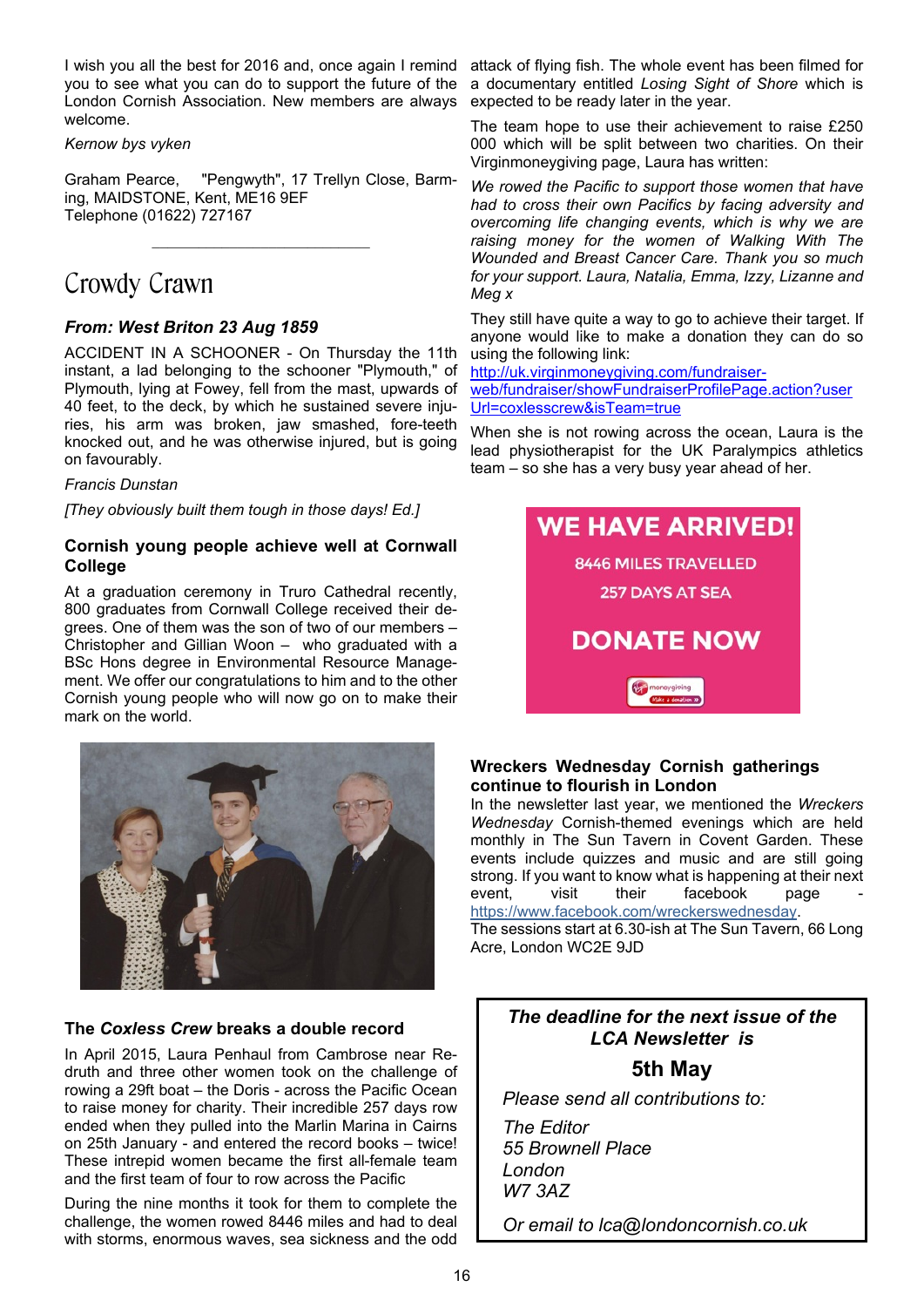I wish you all the best for 2016 and, once again I remind you to see what you can do to support the future of the London Cornish Association. New members are always welcome.

*Kernow bys vyken*

Graham Pearce, "Pengwyth", 17 Trellyn Close, Barming, MAIDSTONE, Kent, ME16 9EF
Telephone (01622) 727167

---

# Crowdy Crawn

### *From: West Briton 23 Aug 1859*

ACCIDENT IN A SCHOONER - On Thursday the 11th instant, a lad belonging to the schooner "Plymouth," of Plymouth, lying at Fowey, fell from the mast, upwards of 40 feet, to the deck, by which he sustained severe injuries, his arm was broken, jaw smashed, fore-teeth knocked out, and he was otherwise injured, but is going on favourably.

*Francis Dunstan*

*[They obviously built them tough in those days! Ed.]*

### Cornish young people achieve well at Cornwall College

At a graduation ceremony in Truro Cathedral recently, 800 graduates from Cornwall College received their degrees. One of them was the son of two of our members – Christopher and Gillian Woon – who graduated with a BSc Hons degree in Environmental Resource Management. We offer our congratulations to him and to the other Cornish young people who will now go on to make their mark on the world.

### The *Coxless Crew* breaks a double record

In April 2015, Laura Penhaul from Cambrose near Redruth and three other women took on the challenge of rowing a 29ft boat – the Doris - across the Pacific Ocean to raise money for charity. Their incredible 257 days row ended when they pulled into the Marlin Marina in Cairns on 25th January - and entered the record books – twice! These intrepid women became the first all-female team and the first team of four to row across the Pacific

During the nine months it took for them to complete the challenge, the women rowed 8446 miles and had to deal with storms, enormous waves, sea sickness and the odd attack of flying fish. The whole event has been filmed for a documentary entitled *Losing Sight of Shore* which is expected to be ready later in the year.

The team hope to use their achievement to raise £250 000 which will be split between two charities. On their Virginmoneygiving page, Laura has written:

*We rowed the Pacific to support those women that have had to cross their own Pacifics by facing adversity and overcoming life changing events, which is why we are raising money for the women of Walking With The Wounded and Breast Cancer Care. Thank you so much for your support. Laura, Natalia, Emma, Izzy, Lizanne and Meg x*

They still have quite a way to go to achieve their target. If anyone would like to make a donation they can do so using the following link:
http://uk.virginmoneygiving.com/fundraiser-web/fundraiser/showFundraiserProfilePage.action?userUrl=coxlesscrew&isTeam=true

When she is not rowing across the ocean, Laura is the lead physiotherapist for the UK Paralympics athletics team – so she has a very busy year ahead of her.

**WE HAVE ARRIVED!**
8446 MILES TRAVELLED
257 DAYS AT SEA
**DONATE NOW**

### Wreckers Wednesday Cornish gatherings continue to flourish in London

In the newsletter last year, we mentioned the *Wreckers Wednesday* Cornish-themed evenings which are held monthly in The Sun Tavern in Covent Garden. These events include quizzes and music and are still going strong. If you want to know what is happening at their next event, visit their facebook page - https://www.facebook.com/wreckerswednesday.
The sessions start at 6.30-ish at The Sun Tavern, 66 Long Acre, London WC2E 9JD

---

***The deadline for the next issue of the LCA Newsletter is***

**5th May**

*Please send all contributions to:*

*The Editor*
*55 Brownell Place*
*London*
*W7 3AZ*

*Or email to lca@londoncornish.co.uk*